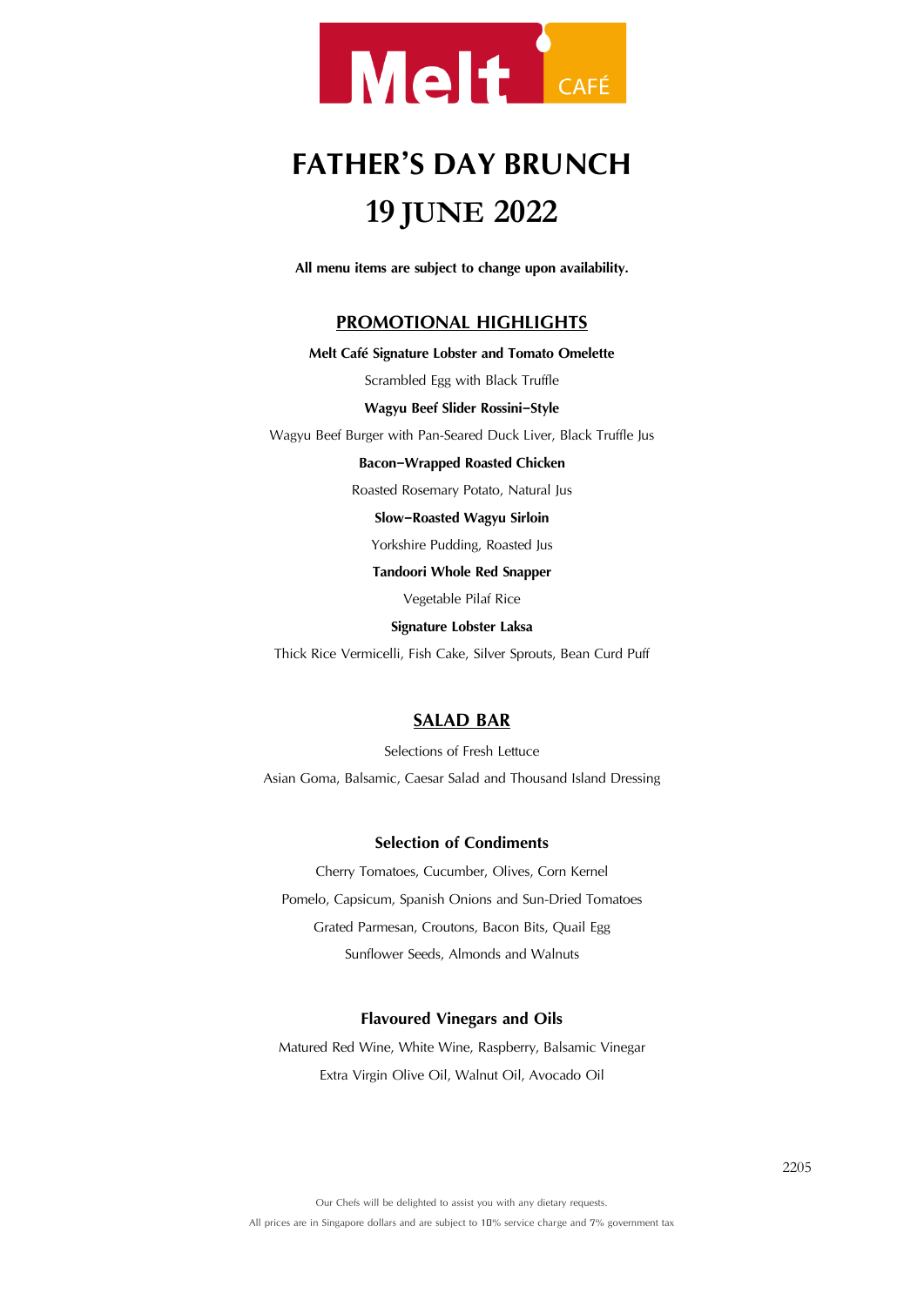Melt CAFÉ

# FATHER'S DAY BRUNCH
# 19 JUNE 2022

**All menu items are subject to change upon availability.**

## PROMOTIONAL HIGHLIGHTS

**Melt Café Signature Lobster and Tomato Omelette**

Scrambled Egg with Black Truffle

**Wagyu Beef Slider Rossini–Style**

Wagyu Beef Burger with Pan-Seared Duck Liver, Black Truffle Jus

**Bacon–Wrapped Roasted Chicken**

Roasted Rosemary Potato, Natural Jus

**Slow–Roasted Wagyu Sirloin**

Yorkshire Pudding, Roasted Jus

**Tandoori Whole Red Snapper**

Vegetable Pilaf Rice

**Signature Lobster Laksa**

Thick Rice Vermicelli, Fish Cake, Silver Sprouts, Bean Curd Puff

## SALAD BAR

Selections of Fresh Lettuce

Asian Goma, Balsamic, Caesar Salad and Thousand Island Dressing

### Selection of Condiments

Cherry Tomatoes, Cucumber, Olives, Corn Kernel

Pomelo, Capsicum, Spanish Onions and Sun-Dried Tomatoes

Grated Parmesan, Croutons, Bacon Bits, Quail Egg

Sunflower Seeds, Almonds and Walnuts

### Flavoured Vinegars and Oils

Matured Red Wine, White Wine, Raspberry, Balsamic Vinegar

Extra Virgin Olive Oil, Walnut Oil, Avocado Oil

2205

Our Chefs will be delighted to assist you with any dietary requests.

All prices are in Singapore dollars and are subject to 10% service charge and 7% government tax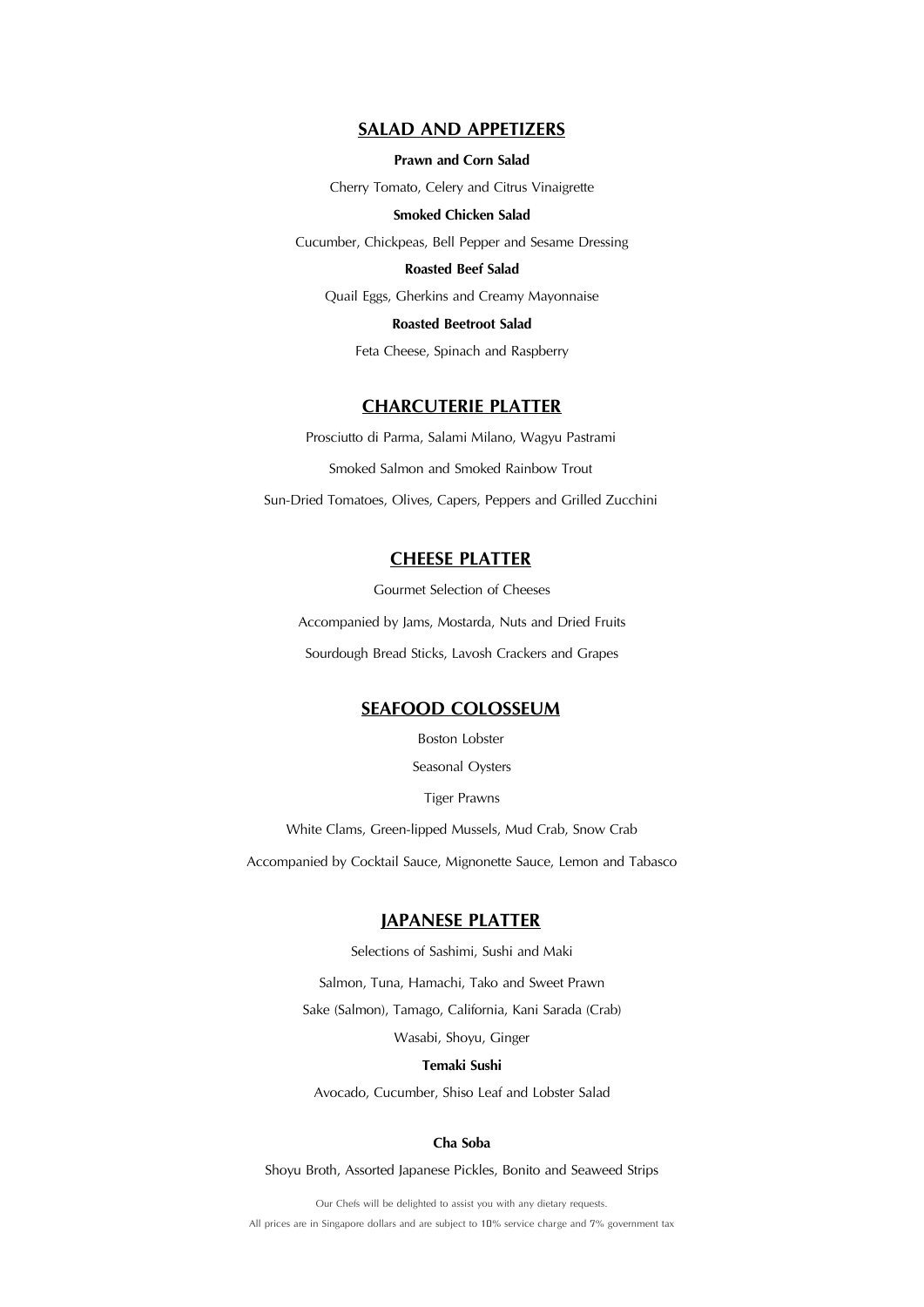## SALAD AND APPETIZERS

**Prawn and Corn Salad**

Cherry Tomato, Celery and Citrus Vinaigrette

**Smoked Chicken Salad**

Cucumber, Chickpeas, Bell Pepper and Sesame Dressing

**Roasted Beef Salad**

Quail Eggs, Gherkins and Creamy Mayonnaise

**Roasted Beetroot Salad**

Feta Cheese, Spinach and Raspberry

## CHARCUTERIE PLATTER

Prosciutto di Parma, Salami Milano, Wagyu Pastrami

Smoked Salmon and Smoked Rainbow Trout

Sun-Dried Tomatoes, Olives, Capers, Peppers and Grilled Zucchini

## CHEESE PLATTER

Gourmet Selection of Cheeses

Accompanied by Jams, Mostarda, Nuts and Dried Fruits

Sourdough Bread Sticks, Lavosh Crackers and Grapes

## SEAFOOD COLOSSEUM

Boston Lobster

Seasonal Oysters

Tiger Prawns

White Clams, Green-lipped Mussels, Mud Crab, Snow Crab

Accompanied by Cocktail Sauce, Mignonette Sauce, Lemon and Tabasco

## JAPANESE PLATTER

Selections of Sashimi, Sushi and Maki

Salmon, Tuna, Hamachi, Tako and Sweet Prawn

Sake (Salmon), Tamago, California, Kani Sarada (Crab)

Wasabi, Shoyu, Ginger

**Temaki Sushi**

Avocado, Cucumber, Shiso Leaf and Lobster Salad

**Cha Soba**

Shoyu Broth, Assorted Japanese Pickles, Bonito and Seaweed Strips

Our Chefs will be delighted to assist you with any dietary requests.

All prices are in Singapore dollars and are subject to 10% service charge and 7% government tax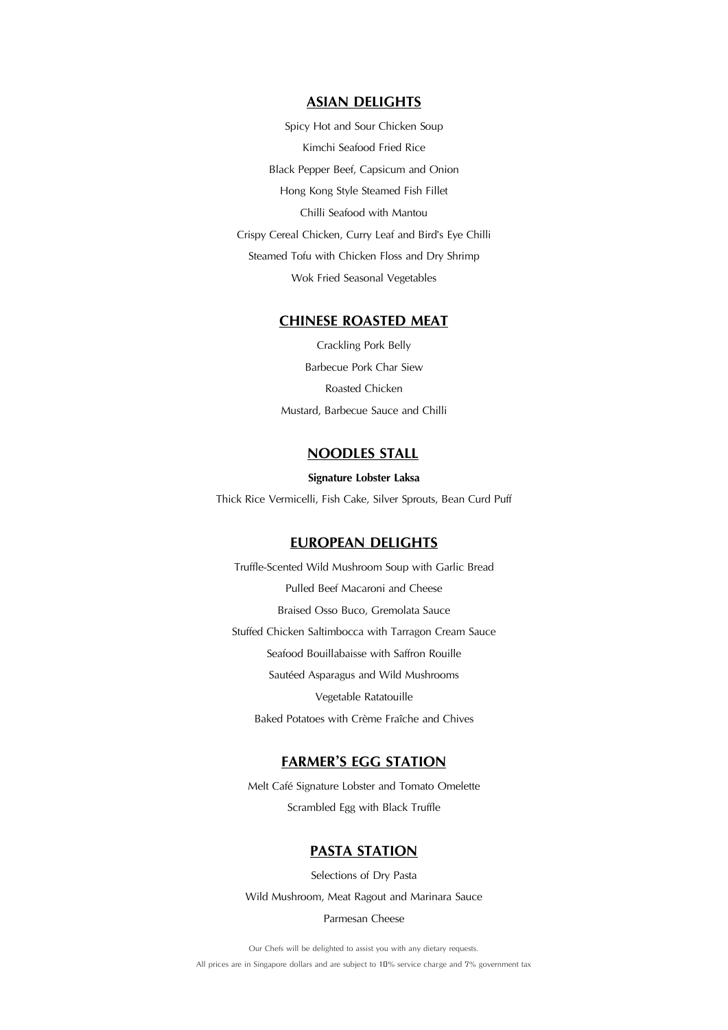## ASIAN DELIGHTS

Spicy Hot and Sour Chicken Soup

Kimchi Seafood Fried Rice

Black Pepper Beef, Capsicum and Onion

Hong Kong Style Steamed Fish Fillet

Chilli Seafood with Mantou

Crispy Cereal Chicken, Curry Leaf and Bird's Eye Chilli

Steamed Tofu with Chicken Floss and Dry Shrimp

Wok Fried Seasonal Vegetables

## CHINESE ROASTED MEAT

Crackling Pork Belly

Barbecue Pork Char Siew

Roasted Chicken

Mustard, Barbecue Sauce and Chilli

## NOODLES STALL

**Signature Lobster Laksa**

Thick Rice Vermicelli, Fish Cake, Silver Sprouts, Bean Curd Puff

## EUROPEAN DELIGHTS

Truffle-Scented Wild Mushroom Soup with Garlic Bread

Pulled Beef Macaroni and Cheese

Braised Osso Buco, Gremolata Sauce

Stuffed Chicken Saltimbocca with Tarragon Cream Sauce

Seafood Bouillabaisse with Saffron Rouille

Sautéed Asparagus and Wild Mushrooms

Vegetable Ratatouille

Baked Potatoes with Crème Fraîche and Chives

## FARMER'S EGG STATION

Melt Café Signature Lobster and Tomato Omelette

Scrambled Egg with Black Truffle

## PASTA STATION

Selections of Dry Pasta

Wild Mushroom, Meat Ragout and Marinara Sauce

Parmesan Cheese

Our Chefs will be delighted to assist you with any dietary requests.

All prices are in Singapore dollars and are subject to 10% service charge and 7% government tax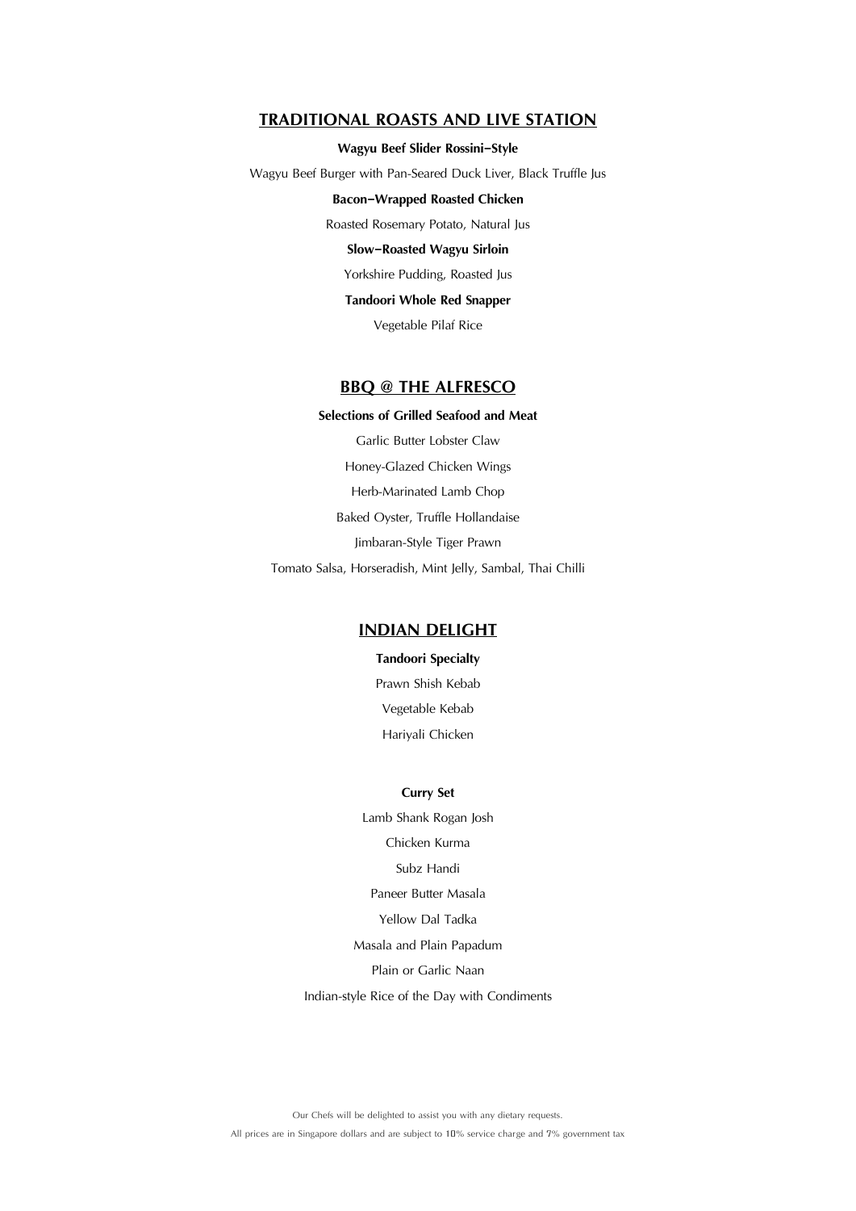## TRADITIONAL ROASTS AND LIVE STATION

**Wagyu Beef Slider Rossini–Style**

Wagyu Beef Burger with Pan-Seared Duck Liver, Black Truffle Jus

**Bacon–Wrapped Roasted Chicken**

Roasted Rosemary Potato, Natural Jus

**Slow–Roasted Wagyu Sirloin**

Yorkshire Pudding, Roasted Jus

**Tandoori Whole Red Snapper**

Vegetable Pilaf Rice

## BBQ @ THE ALFRESCO

**Selections of Grilled Seafood and Meat**

Garlic Butter Lobster Claw

Honey-Glazed Chicken Wings

Herb-Marinated Lamb Chop

Baked Oyster, Truffle Hollandaise

Jimbaran-Style Tiger Prawn

Tomato Salsa, Horseradish, Mint Jelly, Sambal, Thai Chilli

## INDIAN DELIGHT

**Tandoori Specialty**

Prawn Shish Kebab

Vegetable Kebab

Hariyali Chicken

**Curry Set**

Lamb Shank Rogan Josh

Chicken Kurma

Subz Handi

Paneer Butter Masala

Yellow Dal Tadka

Masala and Plain Papadum

Plain or Garlic Naan

Indian-style Rice of the Day with Condiments

Our Chefs will be delighted to assist you with any dietary requests.

All prices are in Singapore dollars and are subject to 10% service charge and 7% government tax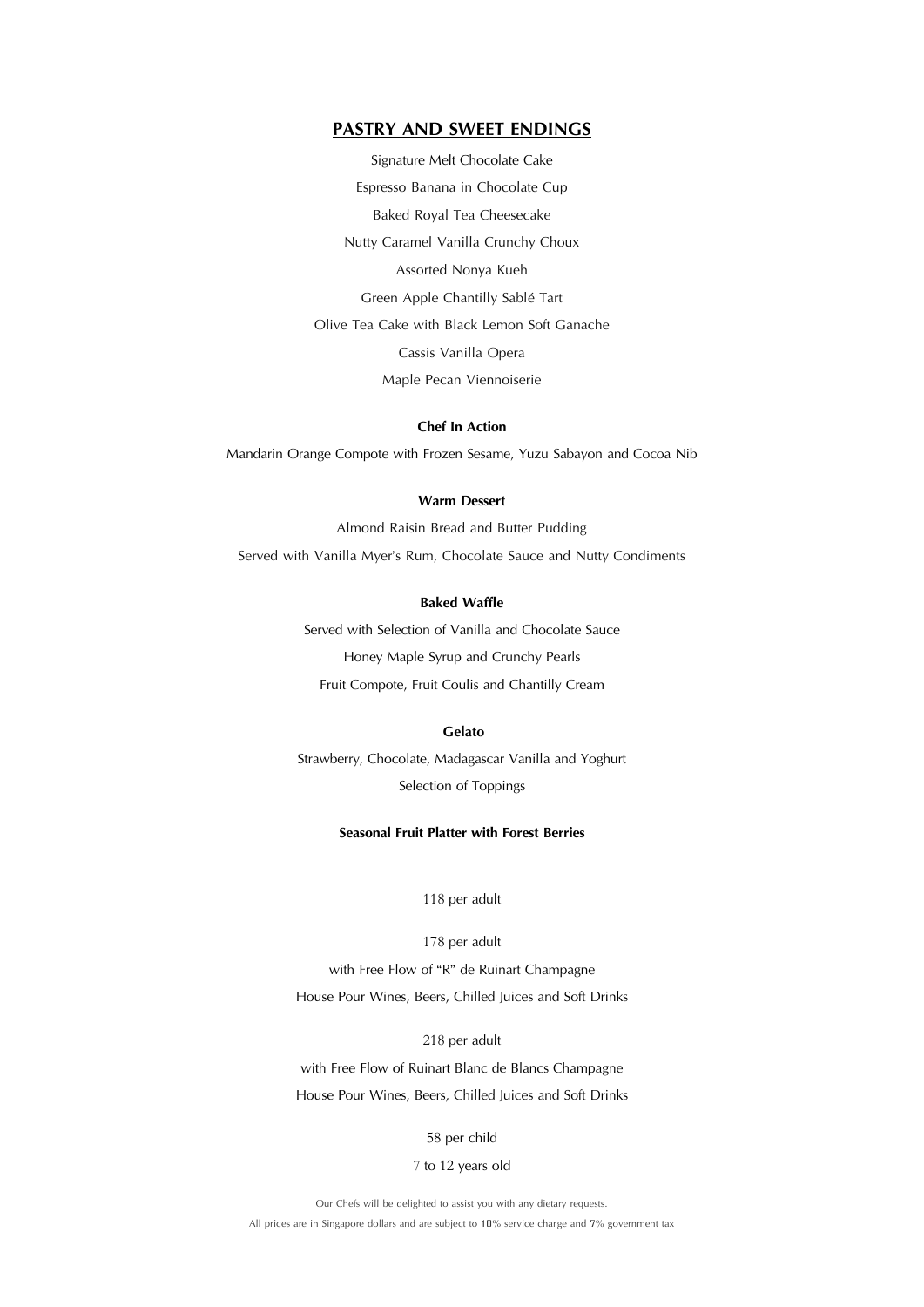## PASTRY AND SWEET ENDINGS

Signature Melt Chocolate Cake

Espresso Banana in Chocolate Cup

Baked Royal Tea Cheesecake

Nutty Caramel Vanilla Crunchy Choux

Assorted Nonya Kueh

Green Apple Chantilly Sablé Tart

Olive Tea Cake with Black Lemon Soft Ganache

Cassis Vanilla Opera

Maple Pecan Viennoiserie

**Chef In Action**

Mandarin Orange Compote with Frozen Sesame, Yuzu Sabayon and Cocoa Nib

**Warm Dessert**

Almond Raisin Bread and Butter Pudding

Served with Vanilla Myer's Rum, Chocolate Sauce and Nutty Condiments

**Baked Waffle**

Served with Selection of Vanilla and Chocolate Sauce

Honey Maple Syrup and Crunchy Pearls

Fruit Compote, Fruit Coulis and Chantilly Cream

**Gelato**

Strawberry, Chocolate, Madagascar Vanilla and Yoghurt

Selection of Toppings

**Seasonal Fruit Platter with Forest Berries**

118 per adult

178 per adult

with Free Flow of "R" de Ruinart Champagne

House Pour Wines, Beers, Chilled Juices and Soft Drinks

218 per adult

with Free Flow of Ruinart Blanc de Blancs Champagne

House Pour Wines, Beers, Chilled Juices and Soft Drinks

58 per child

7 to 12 years old

Our Chefs will be delighted to assist you with any dietary requests.

All prices are in Singapore dollars and are subject to 10% service charge and 7% government tax